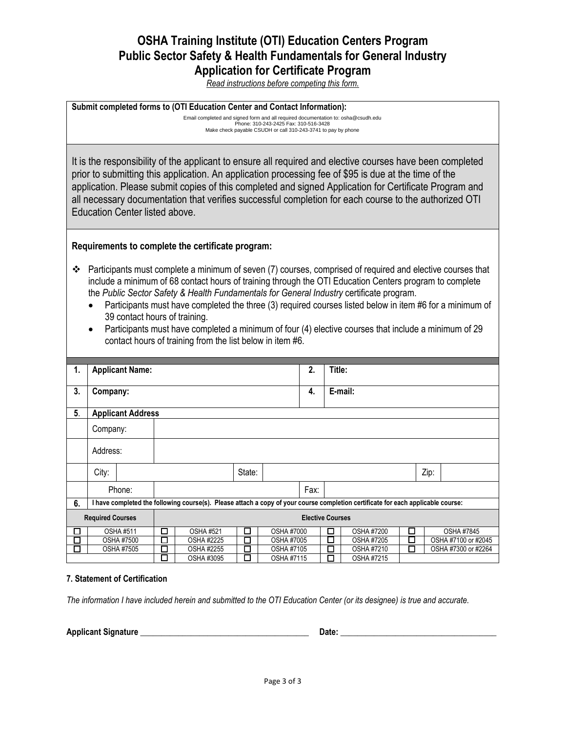# OSHA Training Institute (OTI) Education Centers Program
# Public Sector Safety & Health Fundamentals for General Industry
# Application for Certificate Program

*Read instructions before competing this form.*

**Submit completed forms to (OTI Education Center and Contact Information):**

Email completed and signed form and all required documentation to: osha@csudh.edu
Phone: 310-243-2425 Fax: 310-516-3428
Make check payable CSUDH or call 310-243-3741 to pay by phone

It is the responsibility of the applicant to ensure all required and elective courses have been completed prior to submitting this application. An application processing fee of $95 is due at the time of the application. Please submit copies of this completed and signed Application for Certificate Program and all necessary documentation that verifies successful completion for each course to the authorized OTI Education Center listed above.

**Requirements to complete the certificate program:**

- Participants must complete a minimum of seven (7) courses, comprised of required and elective courses that include a minimum of 68 contact hours of training through the OTI Education Centers program to complete the *Public Sector Safety & Health Fundamentals for General Industry* certificate program.
  - Participants must have completed the three (3) required courses listed below in item #6 for a minimum of 39 contact hours of training.
  - Participants must have completed a minimum of four (4) elective courses that include a minimum of 29 contact hours of training from the list below in item #6.

| 1. | **Applicant Name:** | 2. | **Title:** |
|---|---|---|---|
| 3. | **Company:** | 4. | **E-mail:** |

**5. Applicant Address**

| | | | | | |
|---|---|---|---|---|---|
| Company: | | | | | |
| Address: | | | | | |
| City: | | State: | | Zip: | |
| Phone: | | Fax: | | | |

**6.** **I have completed the following course(s). Please attach a copy of your course completion certificate for each applicable course:**

| Required Courses | Elective Courses | | | | |
|---|---|---|---|---|---|
| ☐ OSHA #511 | ☐ OSHA #521 | ☐ OSHA #7000 | ☐ OSHA #7200 | ☐ OSHA #7845 |
| ☐ OSHA #7500 | ☐ OSHA #2225 | ☐ OSHA #7005 | ☐ OSHA #7205 | ☐ OSHA #7100 or #2045 |
| ☐ OSHA #7505 | ☐ OSHA #2255 | ☐ OSHA #7105 | ☐ OSHA #7210 | ☐ OSHA #7300 or #2264 |
| | ☐ OSHA #3095 | ☐ OSHA #7115 | ☐ OSHA #7215 | |

**7. Statement of Certification**

*The information I have included herein and submitted to the OTI Education Center (or its designee) is true and accurate.*

**Applicant Signature** ________________________________________ **Date:** ____________________________________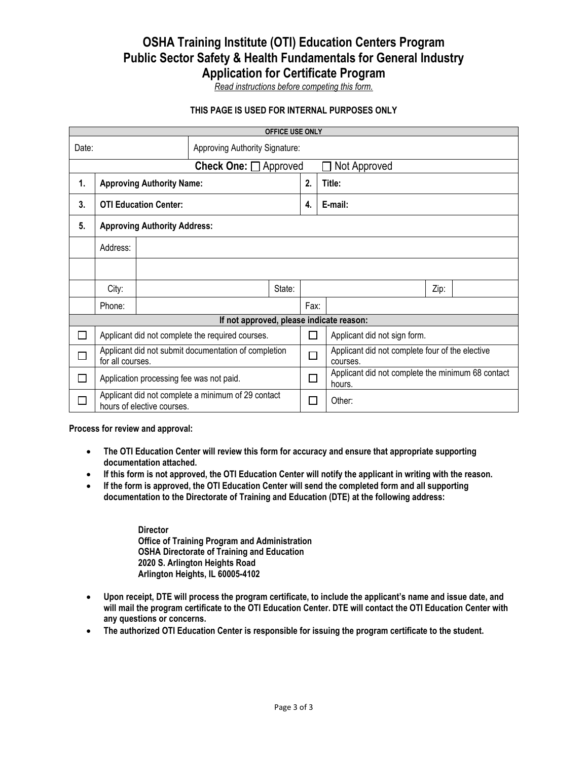# OSHA Training Institute (OTI) Education Centers Program
# Public Sector Safety & Health Fundamentals for General Industry
# Application for Certificate Program

*Read instructions before competing this form.*

**THIS PAGE IS USED FOR INTERNAL PURPOSES ONLY**

| **OFFICE USE ONLY** | | | | | |
|---|---|---|---|---|---|
| Date: | | Approving Authority Signature: | | | |
| **Check One:** ☐ Approved ☐ Not Approved | | | | | |
| **1.** | **Approving Authority Name:** | | **2.** | **Title:** | |
| **3.** | **OTI Education Center:** | | **4.** | **E-mail:** | |
| **5.** | **Approving Authority Address:** | | | | |
| | Address: | | | | |
| | | | | | |
| | City: | | State: | | Zip: |
| | Phone: | | Fax: | | |
| **If not approved, please indicate reason:** | | | | | |
| ☐ | Applicant did not complete the required courses. | | ☐ | Applicant did not sign form. | |
| ☐ | Applicant did not submit documentation of completion for all courses. | | ☐ | Applicant did not complete four of the elective courses. | |
| ☐ | Application processing fee was not paid. | | ☐ | Applicant did not complete the minimum 68 contact hours. | |
| ☐ | Applicant did not complete a minimum of 29 contact hours of elective courses. | | ☐ | Other: | |

**Process for review and approval:**

- **The OTI Education Center will review this form for accuracy and ensure that appropriate supporting documentation attached.**
- **If this form is not approved, the OTI Education Center will notify the applicant in writing with the reason.**
- **If the form is approved, the OTI Education Center will send the completed form and all supporting documentation to the Directorate of Training and Education (DTE) at the following address:**

  **Director**
  **Office of Training Program and Administration**
  **OSHA Directorate of Training and Education**
  **2020 S. Arlington Heights Road**
  **Arlington Heights, IL 60005-4102**

- **Upon receipt, DTE will process the program certificate, to include the applicant's name and issue date, and will mail the program certificate to the OTI Education Center. DTE will contact the OTI Education Center with any questions or concerns.**
- **The authorized OTI Education Center is responsible for issuing the program certificate to the student.**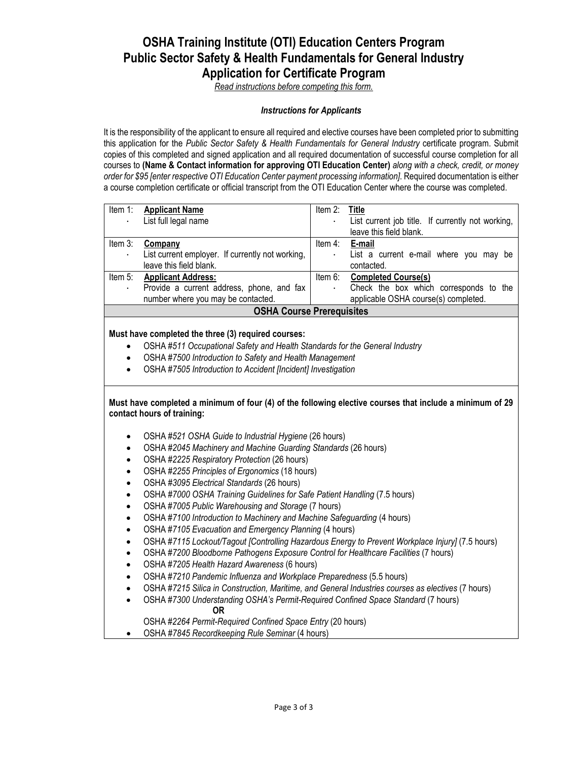# OSHA Training Institute (OTI) Education Centers Program
# Public Sector Safety & Health Fundamentals for General Industry
# Application for Certificate Program

*Read instructions before competing this form.*

### *Instructions for Applicants*

It is the responsibility of the applicant to ensure all required and elective courses have been completed prior to submitting this application for the *Public Sector Safety & Health Fundamentals for General Industry* certificate program. Submit copies of this completed and signed application and all required documentation of successful course completion for all courses to **(Name & Contact information for approving OTI Education Center)** *along with a check, credit, or money order for $95 [enter respective OTI Education Center payment processing information]*. Required documentation is either a course completion certificate or official transcript from the OTI Education Center where the course was completed.

| | | | |
|---|---|---|---|
| Item 1: | **Applicant Name**<br>· List full legal name | Item 2: | **Title**<br>· List current job title. If currently not working, leave this field blank. |
| Item 3: | **Company**<br>· List current employer. If currently not working, leave this field blank. | Item 4: | **E-mail**<br>· List a current e-mail where you may be contacted. |
| Item 5: | **Applicant Address:**<br>· Provide a current address, phone, and fax number where you may be contacted. | Item 6: | **Completed Course(s)**<br>· Check the box which corresponds to the applicable OSHA course(s) completed. |

## OSHA Course Prerequisites

**Must have completed the three (3) required courses:**

- OSHA #*511 Occupational Safety and Health Standards for the General Industry*
- OSHA #*7500 Introduction to Safety and Health Management*
- OSHA #*7505 Introduction to Accident [Incident] Investigation*

**Must have completed a minimum of four (4) of the following elective courses that include a minimum of 29 contact hours of training:**

- OSHA #*521 OSHA Guide to Industrial Hygiene* (26 hours)
- OSHA #*2045 Machinery and Machine Guarding Standards* (26 hours)
- OSHA #*2225 Respiratory Protection* (26 hours)
- OSHA #*2255 Principles of Ergonomics* (18 hours)
- OSHA #*3095 Electrical Standards* (26 hours)
- OSHA #*7000 OSHA Training Guidelines for Safe Patient Handling* (7.5 hours)
- OSHA #*7005 Public Warehousing and Storage* (7 hours)
- OSHA #*7100 Introduction to Machinery and Machine Safeguarding* (4 hours)
- OSHA #*7105 Evacuation and Emergency Planning* (4 hours)
- OSHA #*7115 Lockout/Tagout [Controlling Hazardous Energy to Prevent Workplace Injury]* (7.5 hours)
- OSHA #*7200 Bloodborne Pathogens Exposure Control for Healthcare Facilities* (7 hours)
- OSHA #*7205 Health Hazard Awareness* (6 hours)
- OSHA #*7210 Pandemic Influenza and Workplace Preparedness* (5.5 hours)
- OSHA #*7215 Silica in Construction, Maritime, and General Industries courses as electives* (7 hours)
- OSHA #*7300 Understanding OSHA's Permit-Required Confined Space Standard* (7 hours)

  **OR**

  OSHA #*2264 Permit-Required Confined Space Entry* (20 hours)
- OSHA #*7845 Recordkeeping Rule Seminar* (4 hours)